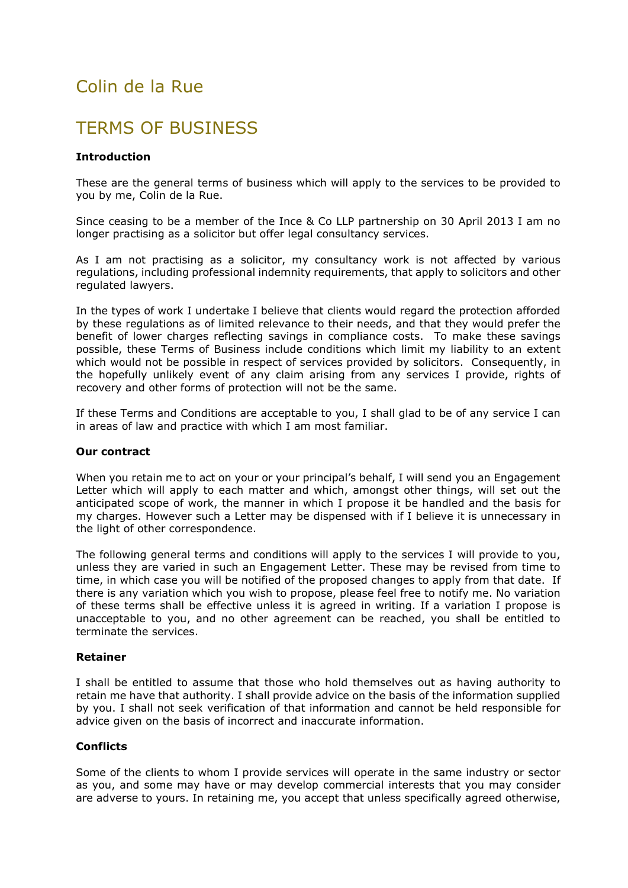# Colin de la Rue

# TERMS OF BUSINESS

**Introduction**

These are the general terms of business which will apply to the services to be provided to you by me, Colin de la Rue.

Since ceasing to be a member of the Ince & Co LLP partnership on 30 April 2013 I am no longer practising as a solicitor but offer legal consultancy services.

As I am not practising as a solicitor, my consultancy work is not affected by various regulations, including professional indemnity requirements, that apply to solicitors and other regulated lawyers.

In the types of work I undertake I believe that clients would regard the protection afforded by these regulations as of limited relevance to their needs, and that they would prefer the benefit of lower charges reflecting savings in compliance costs. To make these savings possible, these Terms of Business include conditions which limit my liability to an extent which would not be possible in respect of services provided by solicitors. Consequently, in the hopefully unlikely event of any claim arising from any services I provide, rights of recovery and other forms of protection will not be the same.

If these Terms and Conditions are acceptable to you, I shall glad to be of any service I can in areas of law and practice with which I am most familiar.

**Our contract**

When you retain me to act on your or your principal's behalf, I will send you an Engagement Letter which will apply to each matter and which, amongst other things, will set out the anticipated scope of work, the manner in which I propose it be handled and the basis for my charges. However such a Letter may be dispensed with if I believe it is unnecessary in the light of other correspondence.

The following general terms and conditions will apply to the services I will provide to you, unless they are varied in such an Engagement Letter. These may be revised from time to time, in which case you will be notified of the proposed changes to apply from that date. If there is any variation which you wish to propose, please feel free to notify me. No variation of these terms shall be effective unless it is agreed in writing. If a variation I propose is unacceptable to you, and no other agreement can be reached, you shall be entitled to terminate the services.

**Retainer**

I shall be entitled to assume that those who hold themselves out as having authority to retain me have that authority. I shall provide advice on the basis of the information supplied by you. I shall not seek verification of that information and cannot be held responsible for advice given on the basis of incorrect and inaccurate information.

**Conflicts**

Some of the clients to whom I provide services will operate in the same industry or sector as you, and some may have or may develop commercial interests that you may consider are adverse to yours. In retaining me, you accept that unless specifically agreed otherwise,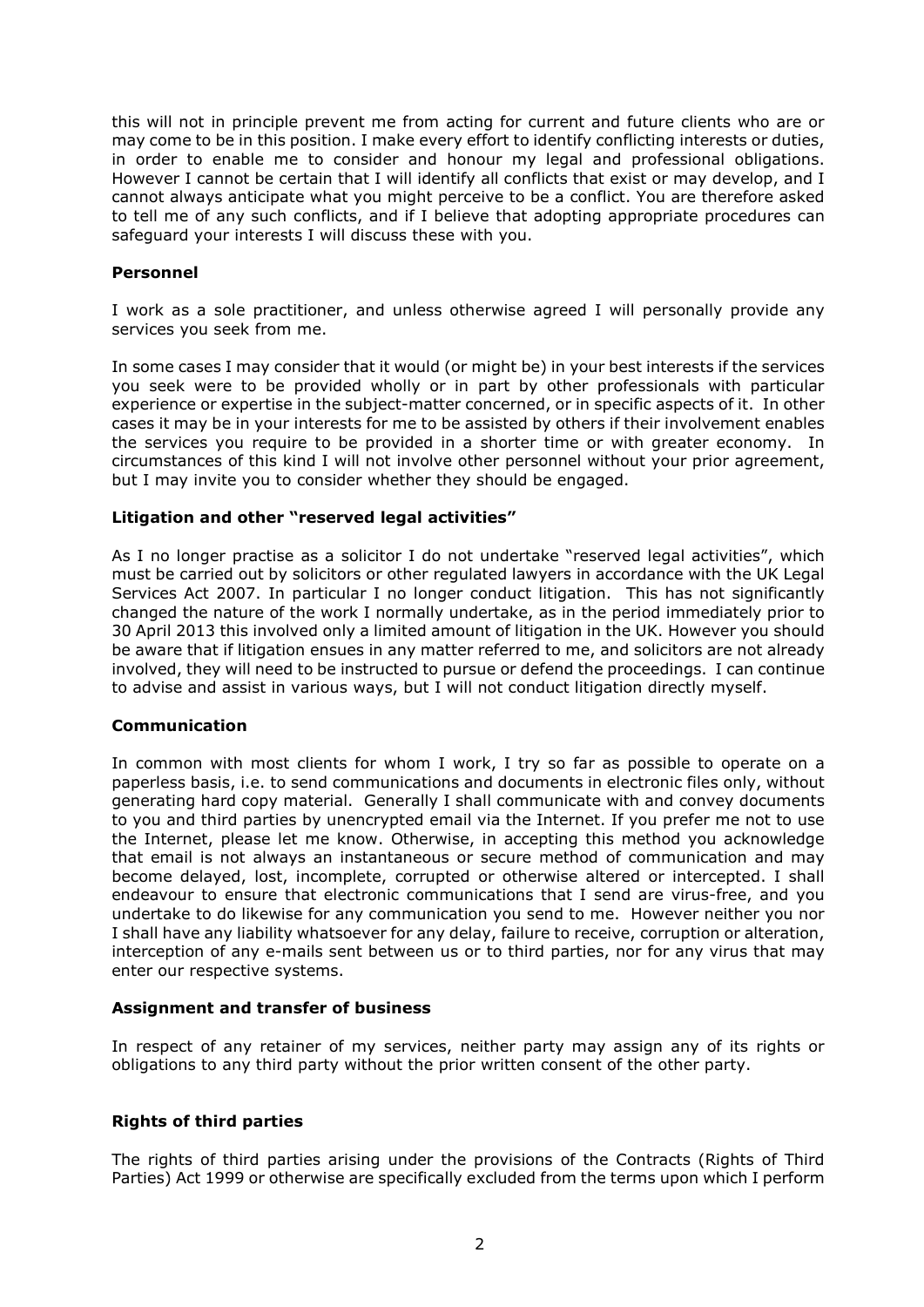this will not in principle prevent me from acting for current and future clients who are or may come to be in this position. I make every effort to identify conflicting interests or duties, in order to enable me to consider and honour my legal and professional obligations. However I cannot be certain that I will identify all conflicts that exist or may develop, and I cannot always anticipate what you might perceive to be a conflict. You are therefore asked to tell me of any such conflicts, and if I believe that adopting appropriate procedures can safeguard your interests I will discuss these with you.

**Personnel**

I work as a sole practitioner, and unless otherwise agreed I will personally provide any services you seek from me.

In some cases I may consider that it would (or might be) in your best interests if the services you seek were to be provided wholly or in part by other professionals with particular experience or expertise in the subject-matter concerned, or in specific aspects of it. In other cases it may be in your interests for me to be assisted by others if their involvement enables the services you require to be provided in a shorter time or with greater economy. In circumstances of this kind I will not involve other personnel without your prior agreement, but I may invite you to consider whether they should be engaged.

**Litigation and other "reserved legal activities"**

As I no longer practise as a solicitor I do not undertake "reserved legal activities", which must be carried out by solicitors or other regulated lawyers in accordance with the UK Legal Services Act 2007. In particular I no longer conduct litigation. This has not significantly changed the nature of the work I normally undertake, as in the period immediately prior to 30 April 2013 this involved only a limited amount of litigation in the UK. However you should be aware that if litigation ensues in any matter referred to me, and solicitors are not already involved, they will need to be instructed to pursue or defend the proceedings. I can continue to advise and assist in various ways, but I will not conduct litigation directly myself.

**Communication**

In common with most clients for whom I work, I try so far as possible to operate on a paperless basis, i.e. to send communications and documents in electronic files only, without generating hard copy material. Generally I shall communicate with and convey documents to you and third parties by unencrypted email via the Internet. If you prefer me not to use the Internet, please let me know. Otherwise, in accepting this method you acknowledge that email is not always an instantaneous or secure method of communication and may become delayed, lost, incomplete, corrupted or otherwise altered or intercepted. I shall endeavour to ensure that electronic communications that I send are virus-free, and you undertake to do likewise for any communication you send to me. However neither you nor I shall have any liability whatsoever for any delay, failure to receive, corruption or alteration, interception of any e-mails sent between us or to third parties, nor for any virus that may enter our respective systems.

**Assignment and transfer of business**

In respect of any retainer of my services, neither party may assign any of its rights or obligations to any third party without the prior written consent of the other party.

**Rights of third parties**

The rights of third parties arising under the provisions of the Contracts (Rights of Third Parties) Act 1999 or otherwise are specifically excluded from the terms upon which I perform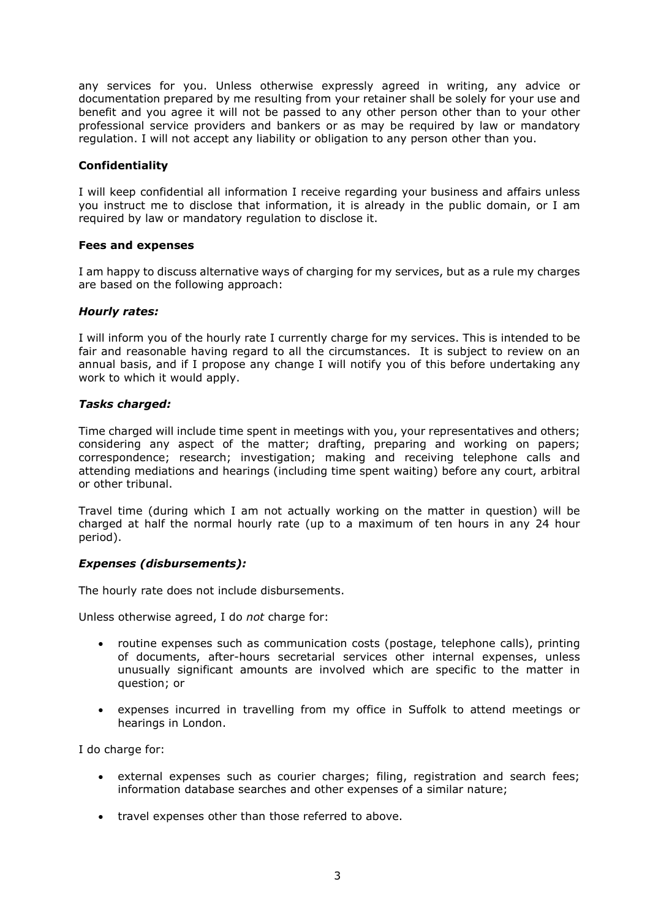any services for you. Unless otherwise expressly agreed in writing, any advice or documentation prepared by me resulting from your retainer shall be solely for your use and benefit and you agree it will not be passed to any other person other than to your other professional service providers and bankers or as may be required by law or mandatory regulation. I will not accept any liability or obligation to any person other than you.

**Confidentiality**

I will keep confidential all information I receive regarding your business and affairs unless you instruct me to disclose that information, it is already in the public domain, or I am required by law or mandatory regulation to disclose it.

**Fees and expenses**

I am happy to discuss alternative ways of charging for my services, but as a rule my charges are based on the following approach:

***Hourly rates:***

I will inform you of the hourly rate I currently charge for my services. This is intended to be fair and reasonable having regard to all the circumstances. It is subject to review on an annual basis, and if I propose any change I will notify you of this before undertaking any work to which it would apply.

***Tasks charged:***

Time charged will include time spent in meetings with you, your representatives and others; considering any aspect of the matter; drafting, preparing and working on papers; correspondence; research; investigation; making and receiving telephone calls and attending mediations and hearings (including time spent waiting) before any court, arbitral or other tribunal.

Travel time (during which I am not actually working on the matter in question) will be charged at half the normal hourly rate (up to a maximum of ten hours in any 24 hour period).

***Expenses (disbursements):***

The hourly rate does not include disbursements.

Unless otherwise agreed, I do *not* charge for:

- routine expenses such as communication costs (postage, telephone calls), printing of documents, after-hours secretarial services other internal expenses, unless unusually significant amounts are involved which are specific to the matter in question; or
- expenses incurred in travelling from my office in Suffolk to attend meetings or hearings in London.

I do charge for:

- external expenses such as courier charges; filing, registration and search fees; information database searches and other expenses of a similar nature;
- travel expenses other than those referred to above.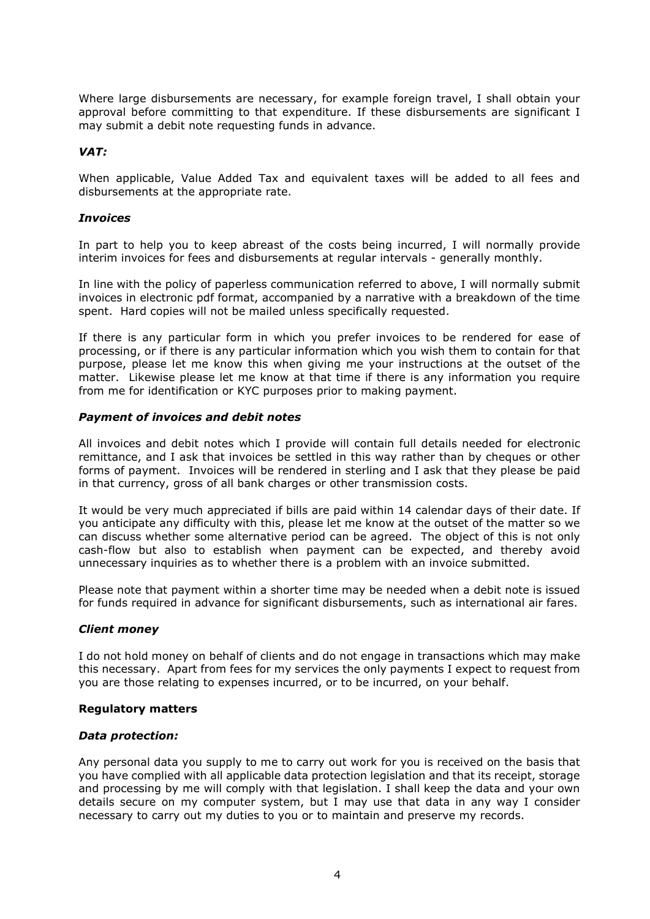Where large disbursements are necessary, for example foreign travel, I shall obtain your approval before committing to that expenditure. If these disbursements are significant I may submit a debit note requesting funds in advance.

***VAT:***

When applicable, Value Added Tax and equivalent taxes will be added to all fees and disbursements at the appropriate rate.

***Invoices***

In part to help you to keep abreast of the costs being incurred, I will normally provide interim invoices for fees and disbursements at regular intervals - generally monthly.

In line with the policy of paperless communication referred to above, I will normally submit invoices in electronic pdf format, accompanied by a narrative with a breakdown of the time spent. Hard copies will not be mailed unless specifically requested.

If there is any particular form in which you prefer invoices to be rendered for ease of processing, or if there is any particular information which you wish them to contain for that purpose, please let me know this when giving me your instructions at the outset of the matter. Likewise please let me know at that time if there is any information you require from me for identification or KYC purposes prior to making payment.

***Payment of invoices and debit notes***

All invoices and debit notes which I provide will contain full details needed for electronic remittance, and I ask that invoices be settled in this way rather than by cheques or other forms of payment. Invoices will be rendered in sterling and I ask that they please be paid in that currency, gross of all bank charges or other transmission costs.

It would be very much appreciated if bills are paid within 14 calendar days of their date. If you anticipate any difficulty with this, please let me know at the outset of the matter so we can discuss whether some alternative period can be agreed. The object of this is not only cash-flow but also to establish when payment can be expected, and thereby avoid unnecessary inquiries as to whether there is a problem with an invoice submitted.

Please note that payment within a shorter time may be needed when a debit note is issued for funds required in advance for significant disbursements, such as international air fares.

***Client money***

I do not hold money on behalf of clients and do not engage in transactions which may make this necessary. Apart from fees for my services the only payments I expect to request from you are those relating to expenses incurred, or to be incurred, on your behalf.

**Regulatory matters**

***Data protection:***

Any personal data you supply to me to carry out work for you is received on the basis that you have complied with all applicable data protection legislation and that its receipt, storage and processing by me will comply with that legislation. I shall keep the data and your own details secure on my computer system, but I may use that data in any way I consider necessary to carry out my duties to you or to maintain and preserve my records.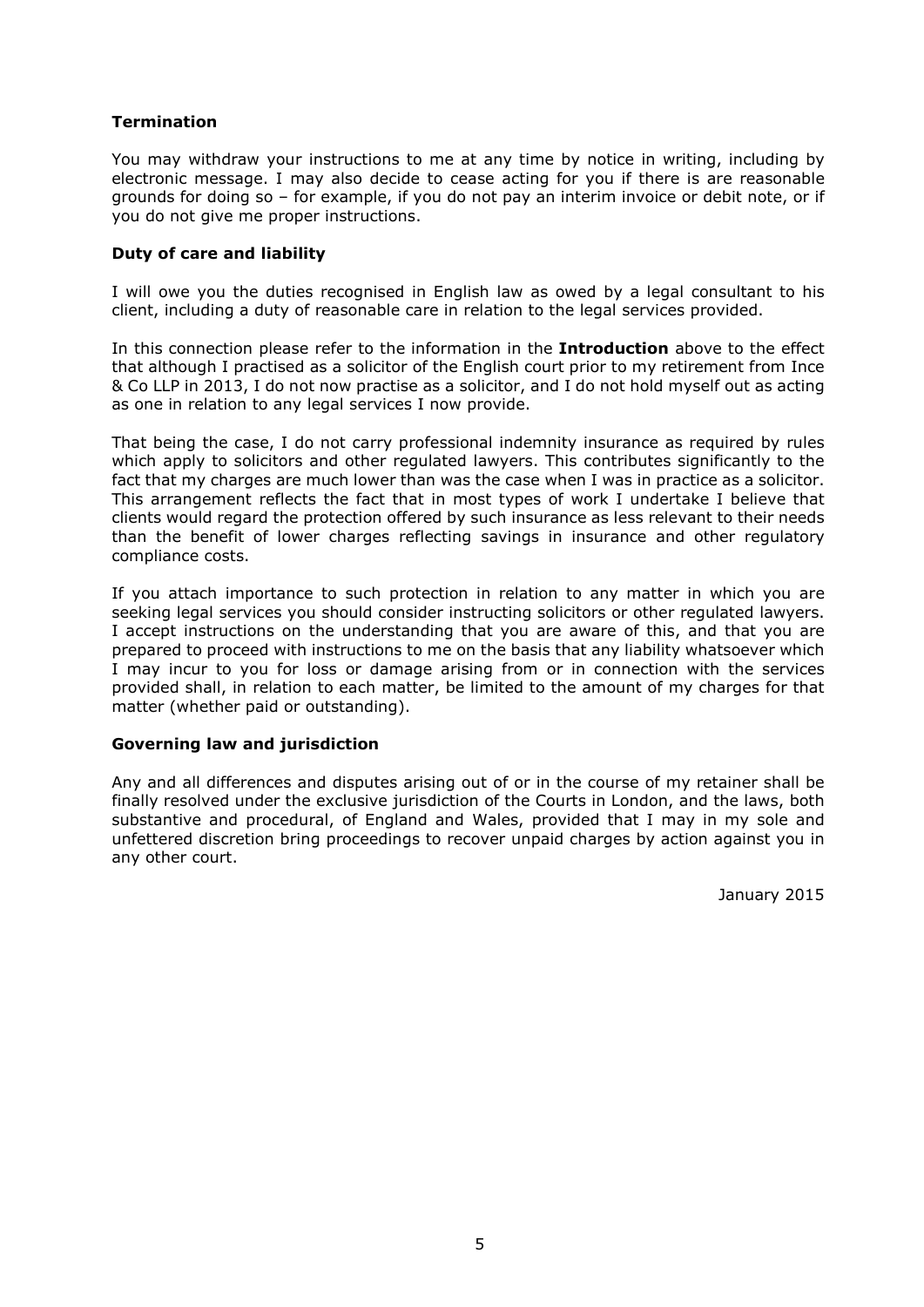**Termination**

You may withdraw your instructions to me at any time by notice in writing, including by electronic message. I may also decide to cease acting for you if there is are reasonable grounds for doing so – for example, if you do not pay an interim invoice or debit note, or if you do not give me proper instructions.

**Duty of care and liability**

I will owe you the duties recognised in English law as owed by a legal consultant to his client, including a duty of reasonable care in relation to the legal services provided.

In this connection please refer to the information in the **Introduction** above to the effect that although I practised as a solicitor of the English court prior to my retirement from Ince & Co LLP in 2013, I do not now practise as a solicitor, and I do not hold myself out as acting as one in relation to any legal services I now provide.

That being the case, I do not carry professional indemnity insurance as required by rules which apply to solicitors and other regulated lawyers. This contributes significantly to the fact that my charges are much lower than was the case when I was in practice as a solicitor. This arrangement reflects the fact that in most types of work I undertake I believe that clients would regard the protection offered by such insurance as less relevant to their needs than the benefit of lower charges reflecting savings in insurance and other regulatory compliance costs.

If you attach importance to such protection in relation to any matter in which you are seeking legal services you should consider instructing solicitors or other regulated lawyers. I accept instructions on the understanding that you are aware of this, and that you are prepared to proceed with instructions to me on the basis that any liability whatsoever which I may incur to you for loss or damage arising from or in connection with the services provided shall, in relation to each matter, be limited to the amount of my charges for that matter (whether paid or outstanding).

**Governing law and jurisdiction**

Any and all differences and disputes arising out of or in the course of my retainer shall be finally resolved under the exclusive jurisdiction of the Courts in London, and the laws, both substantive and procedural, of England and Wales, provided that I may in my sole and unfettered discretion bring proceedings to recover unpaid charges by action against you in any other court.

January 2015